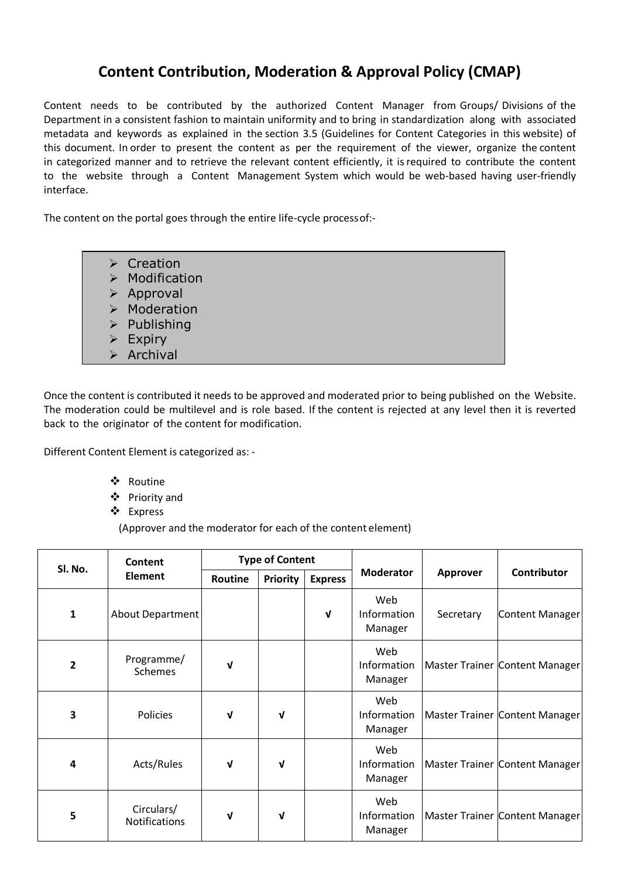# Content Contribution, Moderation & Approval Policy (CMAP)

Content needs to be contributed by the authorized Content Manager from Groups/ Divisions of the Department in a consistent fashion to maintain uniformity and to bring in standardization along with associated metadata and keywords as explained in the section 3.5 (Guidelines for Content Categories in this website) of this document. In order to present the content as per the requirement of the viewer, organize the content in categorized manner and to retrieve the relevant content efficiently, it is required to contribute the content to the website through a Content Management System which would be web-based having user-friendly interface.

The content on the portal goes through the entire life-cycle process of:-

- Creation
- Modification
- Approval
- Moderation
- Publishing
- Expiry
- Archival

Once the content is contributed it needs to be approved and moderated prior to being published on the Website. The moderation could be multilevel and is role based. If the content is rejected at any level then it is reverted back to the originator of the content for modification.

Different Content Element is categorized as: -

- Routine
- Priority and
- Express

(Approver and the moderator for each of the content element)

| Sl. No. | Content Element | Type of Content | | | Moderator | Approver | Contributor |
|---|---|---|---|---|---|---|---|
| | | Routine | Priority | Express | | | |
| 1 | About Department | | | √ | Web Information Manager | Secretary | Content Manager |
| 2 | Programme/ Schemes | √ | | | Web Information Manager | Master Trainer | Content Manager |
| 3 | Policies | √ | √ | | Web Information Manager | Master Trainer | Content Manager |
| 4 | Acts/Rules | √ | √ | | Web Information Manager | Master Trainer | Content Manager |
| 5 | Circulars/ Notifications | √ | √ | | Web Information Manager | Master Trainer | Content Manager |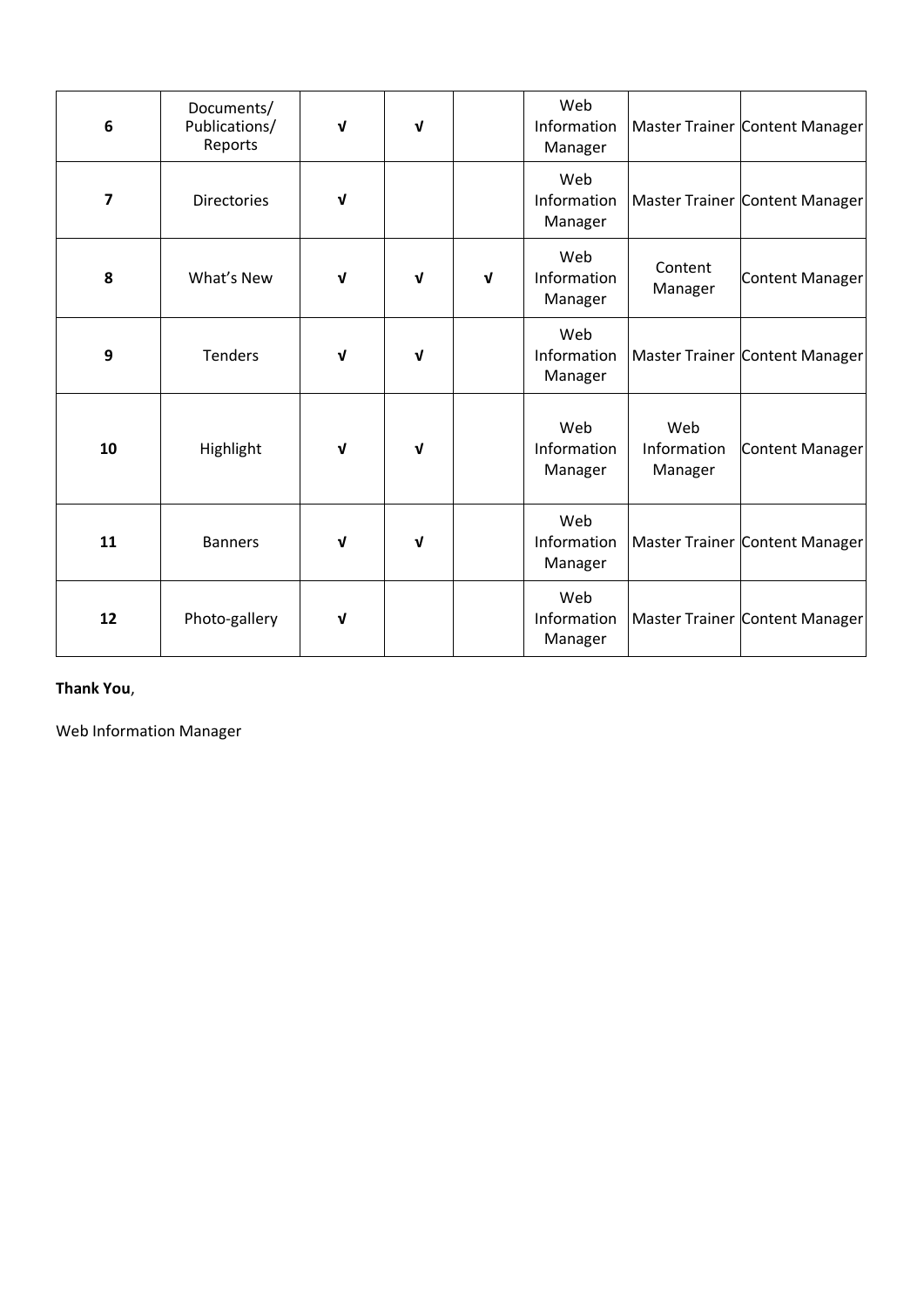| | | | | | | | |
|---|---|---|---|---|---|---|---|
| **6** | Documents/ Publications/ Reports | √ | √ | | Web Information Manager | Master Trainer | Content Manager |
| **7** | Directories | √ | | | Web Information Manager | Master Trainer | Content Manager |
| **8** | What's New | √ | √ | √ | Web Information Manager | Content Manager | Content Manager |
| **9** | Tenders | √ | √ | | Web Information Manager | Master Trainer | Content Manager |
| **10** | Highlight | √ | √ | | Web Information Manager | Web Information Manager | Content Manager |
| **11** | Banners | √ | √ | | Web Information Manager | Master Trainer | Content Manager |
| **12** | Photo-gallery | √ | | | Web Information Manager | Master Trainer | Content Manager |

**Thank You**,

Web Information Manager